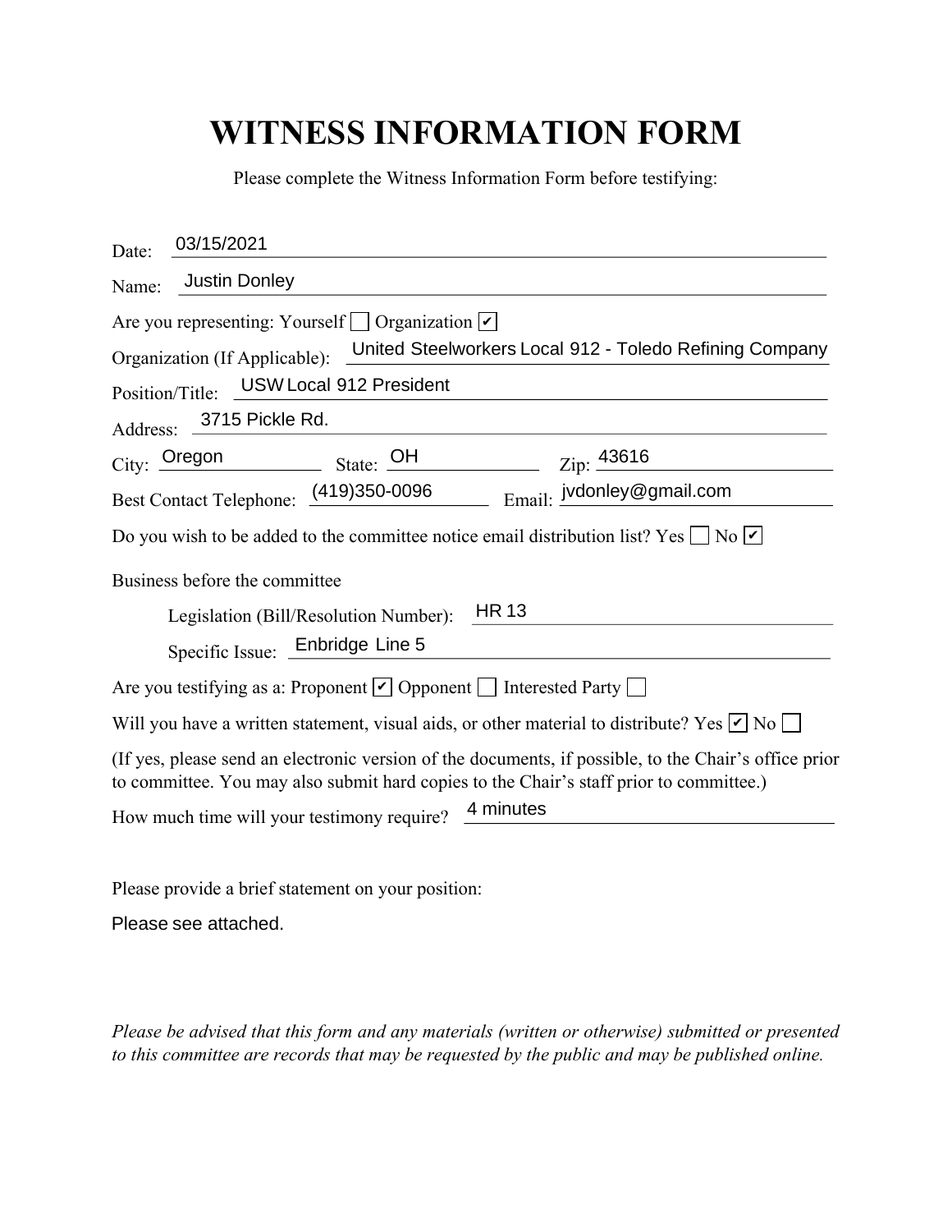# WITNESS INFORMATION FORM

Please complete the Witness Information Form before testifying:

Date: 03/15/2021

Name: Justin Donley

Are you representing: Yourself ☐ Organization ☑

Organization (If Applicable): United Steelworkers Local 912 - Toledo Refining Company

Position/Title: USW Local 912 President

Address: 3715 Pickle Rd.

City: Oregon State: OH Zip: 43616

Best Contact Telephone: (419)350-0096 Email: jvdonley@gmail.com

Do you wish to be added to the committee notice email distribution list? Yes ☐ No ☑

Business before the committee

Legislation (Bill/Resolution Number): HR 13

Specific Issue: Enbridge Line 5

Are you testifying as a: Proponent ☑ Opponent ☐ Interested Party ☐

Will you have a written statement, visual aids, or other material to distribute? Yes ☑ No ☐

(If yes, please send an electronic version of the documents, if possible, to the Chair's office prior to committee. You may also submit hard copies to the Chair's staff prior to committee.)

How much time will your testimony require? 4 minutes

Please provide a brief statement on your position:

Please see attached.

*Please be advised that this form and any materials (written or otherwise) submitted or presented to this committee are records that may be requested by the public and may be published online.*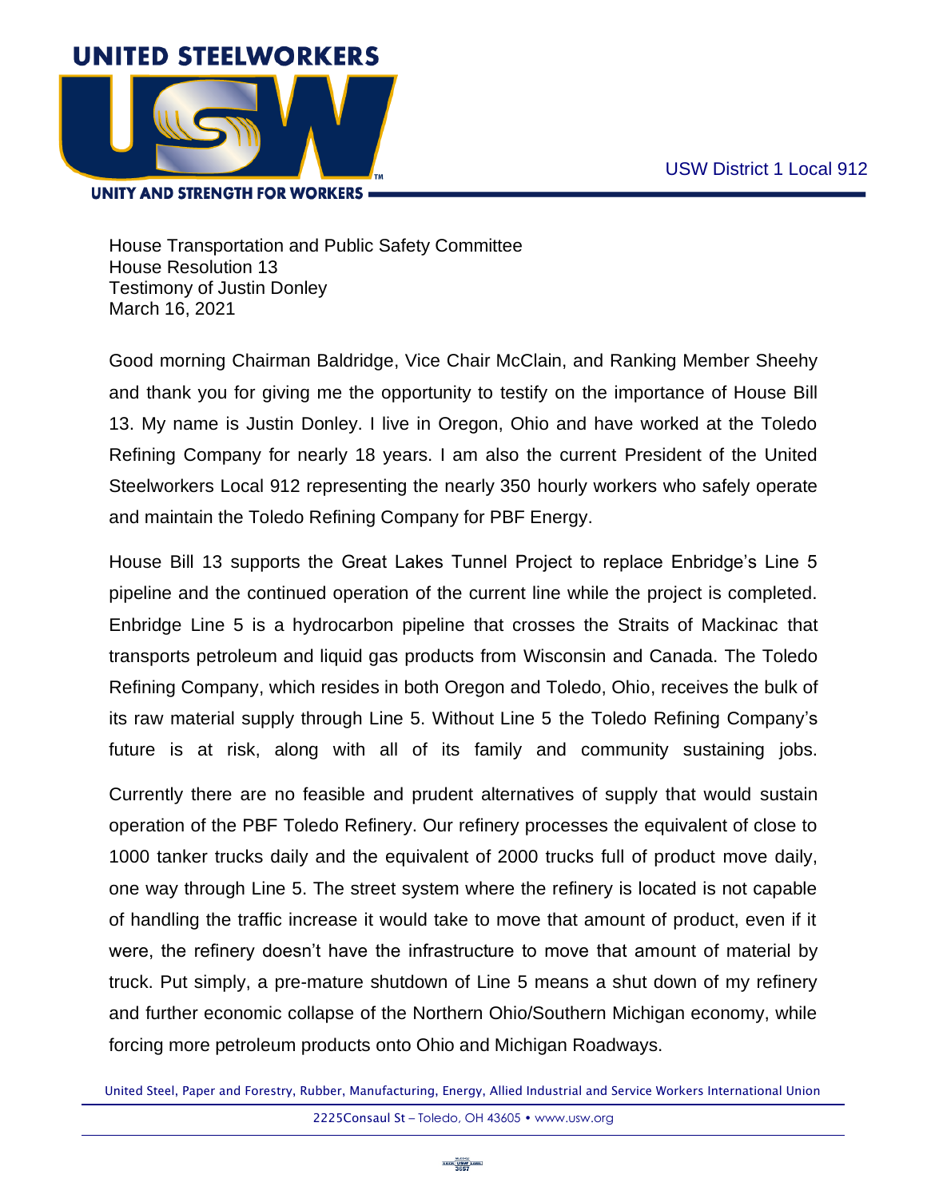House Transportation and Public Safety Committee
House Resolution 13
Testimony of Justin Donley
March 16, 2021

Good morning Chairman Baldridge, Vice Chair McClain, and Ranking Member Sheehy and thank you for giving me the opportunity to testify on the importance of House Bill 13. My name is Justin Donley. I live in Oregon, Ohio and have worked at the Toledo Refining Company for nearly 18 years. I am also the current President of the United Steelworkers Local 912 representing the nearly 350 hourly workers who safely operate and maintain the Toledo Refining Company for PBF Energy.

House Bill 13 supports the Great Lakes Tunnel Project to replace Enbridge's Line 5 pipeline and the continued operation of the current line while the project is completed. Enbridge Line 5 is a hydrocarbon pipeline that crosses the Straits of Mackinac that transports petroleum and liquid gas products from Wisconsin and Canada. The Toledo Refining Company, which resides in both Oregon and Toledo, Ohio, receives the bulk of its raw material supply through Line 5. Without Line 5 the Toledo Refining Company's future is at risk, along with all of its family and community sustaining jobs.

Currently there are no feasible and prudent alternatives of supply that would sustain operation of the PBF Toledo Refinery. Our refinery processes the equivalent of close to 1000 tanker trucks daily and the equivalent of 2000 trucks full of product move daily, one way through Line 5. The street system where the refinery is located is not capable of handling the traffic increase it would take to move that amount of product, even if it were, the refinery doesn't have the infrastructure to move that amount of material by truck. Put simply, a pre-mature shutdown of Line 5 means a shut down of my refinery and further economic collapse of the Northern Ohio/Southern Michigan economy, while forcing more petroleum products onto Ohio and Michigan Roadways.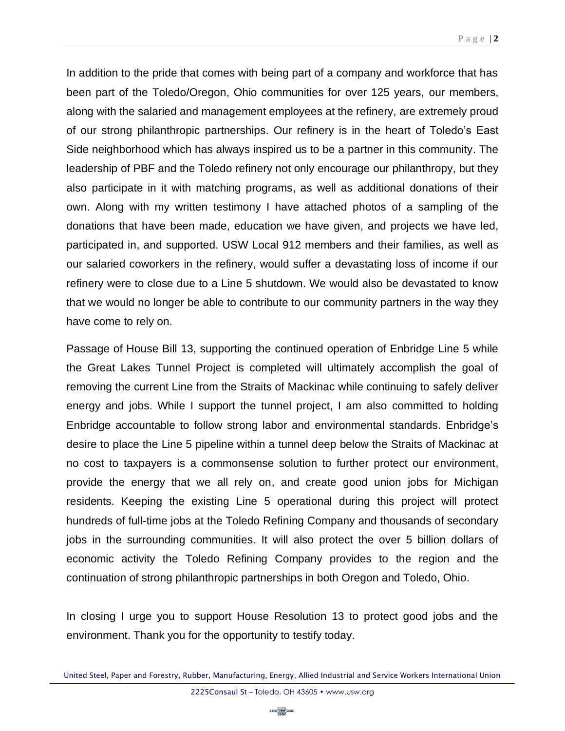In addition to the pride that comes with being part of a company and workforce that has been part of the Toledo/Oregon, Ohio communities for over 125 years, our members, along with the salaried and management employees at the refinery, are extremely proud of our strong philanthropic partnerships. Our refinery is in the heart of Toledo's East Side neighborhood which has always inspired us to be a partner in this community. The leadership of PBF and the Toledo refinery not only encourage our philanthropy, but they also participate in it with matching programs, as well as additional donations of their own. Along with my written testimony I have attached photos of a sampling of the donations that have been made, education we have given, and projects we have led, participated in, and supported. USW Local 912 members and their families, as well as our salaried coworkers in the refinery, would suffer a devastating loss of income if our refinery were to close due to a Line 5 shutdown. We would also be devastated to know that we would no longer be able to contribute to our community partners in the way they have come to rely on.

Passage of House Bill 13, supporting the continued operation of Enbridge Line 5 while the Great Lakes Tunnel Project is completed will ultimately accomplish the goal of removing the current Line from the Straits of Mackinac while continuing to safely deliver energy and jobs. While I support the tunnel project, I am also committed to holding Enbridge accountable to follow strong labor and environmental standards. Enbridge's desire to place the Line 5 pipeline within a tunnel deep below the Straits of Mackinac at no cost to taxpayers is a commonsense solution to further protect our environment, provide the energy that we all rely on, and create good union jobs for Michigan residents. Keeping the existing Line 5 operational during this project will protect hundreds of full-time jobs at the Toledo Refining Company and thousands of secondary jobs in the surrounding communities. It will also protect the over 5 billion dollars of economic activity the Toledo Refining Company provides to the region and the continuation of strong philanthropic partnerships in both Oregon and Toledo, Ohio.

In closing I urge you to support House Resolution 13 to protect good jobs and the environment. Thank you for the opportunity to testify today.

United Steel, Paper and Forestry, Rubber, Manufacturing, Energy, Allied Industrial and Service Workers International Union

2225Consaul St – Toledo, OH 43605 • www.usw.org